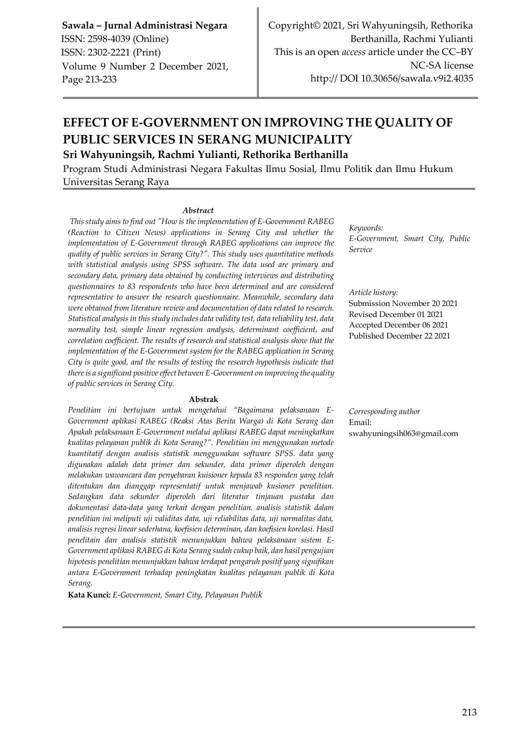Sawala – Jurnal Administrasi Negara
ISSN: 2598-4039 (Online)
ISSN: 2302-2221 (Print)
Volume 9 Number 2 December 2021, Page 213-233

Copyright© 2021, Sri Wahyuningsih, Rethorika Berthanilla, Rachmi Yulianti
This is an open *access* article under the CC–BY NC-SA license
http:// DOI 10.30656/sawala.v9i2.4035

# EFFECT OF E-GOVERNMENT ON IMPROVING THE QUALITY OF PUBLIC SERVICES IN SERANG MUNICIPALITY

**Sri Wahyuningsih, Rachmi Yulianti, Rethorika Berthanilla**

Program Studi Administrasi Negara Fakultas Ilmu Sosial, Ilmu Politik dan Ilmu Hukum Universitas Serang Raya

### *Abstract*

*This study aims to find out "How is the implementation of E-Government RABEG (Reaction to Citizen News) applications in Serang City and whether the implementation of E-Government through RABEG applications can improve the quality of public services in Serang City?". This study uses quantitative methods with statistical analysis using SPSS software. The data used are primary and secondary data, primary data obtained by conducting interviews and distributing questionnaires to 83 respondents who have been determined and are considered representative to answer the research questionnaire. Meanwhile, secondary data were obtained from literature review and documentation of data related to research. Statistical analysis in this study includes data validity test, data reliability test, data normality test, simple linear regression analysis, determinant coefficient, and correlation coefficient. The results of research and statistical analysis show that the implementation of the E-Government system for the RABEG application in Serang City is quite good, and the results of testing the research hypothesis indicate that there is a significant positive effect between E-Government on improving the quality of public services in Serang City.*

*Keywords:*
*E-Government, Smart City, Public Service*

*Article history:*
Submission November 20 2021
Revised December 01 2021
Accepted December 06 2021
Published December 22 2021

### Abstrak

*Penelitian ini bertujuan untuk mengetahui "Bagaimana pelaksanaan E-Government aplikasi RABEG (Reaksi Atas Berita Warga) di Kota Serang dan Apakah pelaksanaan E-Government melalui aplikasi RABEG dapat meningkatkan kualitas pelayanan publik di Kota Serang?". Penelitian ini menggunakan metode kuantitatif dengan analisis statistik menggunakan software SPSS. data yang digunakan adalah data primer dan sekunder, data primer diperoleh dengan melakukan wawancara dan penyebaran kuisioner kepada 83 responden yang telah ditentukan dan dianggap representatif untuk menjawab kusioner penelitian. Sedangkan data sekunder diperoleh dari literatur tinjauan pustaka dan dokumentasi data-data yang terkait dengan penelitian. analisis statistik dalam penelitian ini meliputi uji validitas data, uji reliabilitas data, uji normalitas data, analisis regresi linear sederhana, koefisien determinan, dan koefisien korelasi. Hasil penelitain dan analisis statistik menunjukkan bahwa pelaksanaan sistem E-Government aplikasi RABEG di Kota Serang sudah cukup baik, dan hasil pengujian hipotesis penelitian menunjukkan bahwa terdapat pengaruh positif yang signifikan antara E-Government terhadap peningkatan kualitas pelayanan publik di Kota Serang.*

**Kata Kunci:** *E-Government, Smart City, Pelayanan Publik*

*Corresponding author*
Email:
swahyuningsih063@gmail.com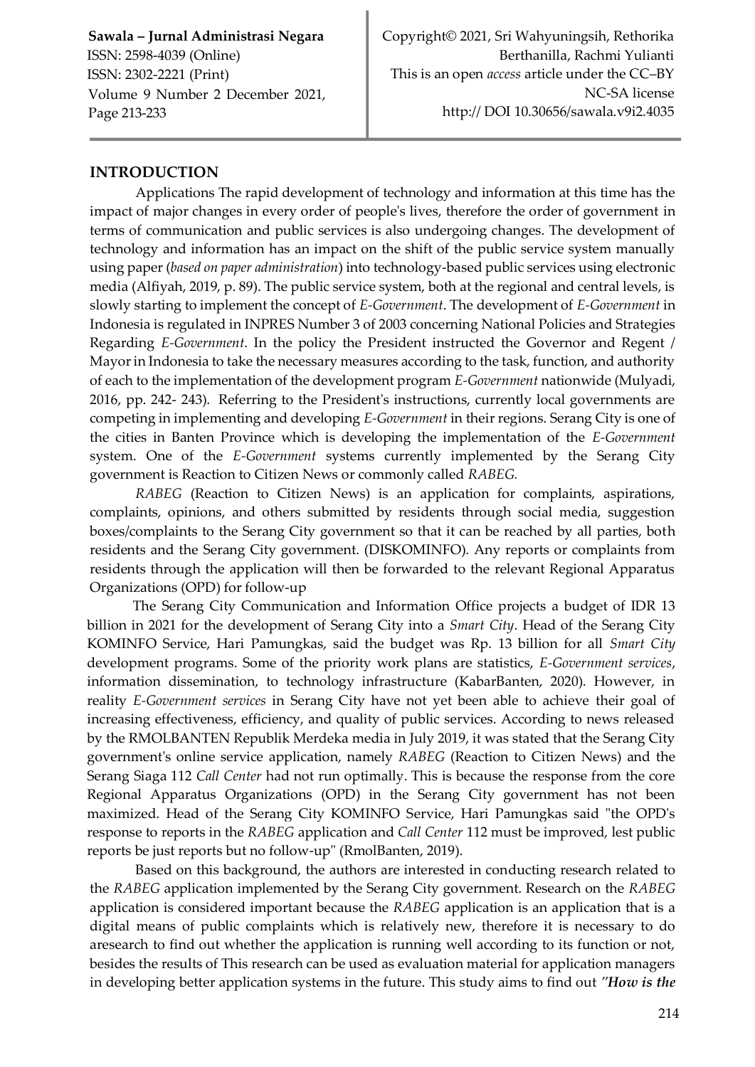## INTRODUCTION

Applications The rapid development of technology and information at this time has the impact of major changes in every order of people's lives, therefore the order of government in terms of communication and public services is also undergoing changes. The development of technology and information has an impact on the shift of the public service system manually using paper (*based on paper administration*) into technology-based public services using electronic media (Alfiyah, 2019, p. 89). The public service system, both at the regional and central levels, is slowly starting to implement the concept of *E-Government*. The development of *E-Government* in Indonesia is regulated in INPRES Number 3 of 2003 concerning National Policies and Strategies Regarding *E-Government*. In the policy the President instructed the Governor and Regent / Mayor in Indonesia to take the necessary measures according to the task, function, and authority of each to the implementation of the development program *E-Government* nationwide (Mulyadi, 2016, pp. 242- 243). Referring to the President's instructions, currently local governments are competing in implementing and developing *E-Government* in their regions. Serang City is one of the cities in Banten Province which is developing the implementation of the *E-Government* system. One of the *E-Government* systems currently implemented by the Serang City government is Reaction to Citizen News or commonly called *RABEG.*

*RABEG* (Reaction to Citizen News) is an application for complaints, aspirations, complaints, opinions, and others submitted by residents through social media, suggestion boxes/complaints to the Serang City government so that it can be reached by all parties, both residents and the Serang City government. (DISKOMINFO). Any reports or complaints from residents through the application will then be forwarded to the relevant Regional Apparatus Organizations (OPD) for follow-up

The Serang City Communication and Information Office projects a budget of IDR 13 billion in 2021 for the development of Serang City into a *Smart City*. Head of the Serang City KOMINFO Service, Hari Pamungkas, said the budget was Rp. 13 billion for all *Smart City* development programs. Some of the priority work plans are statistics, *E-Government services*, information dissemination, to technology infrastructure (KabarBanten, 2020). However, in reality *E-Government services* in Serang City have not yet been able to achieve their goal of increasing effectiveness, efficiency, and quality of public services. According to news released by the RMOLBANTEN Republik Merdeka media in July 2019, it was stated that the Serang City government's online service application, namely *RABEG* (Reaction to Citizen News) and the Serang Siaga 112 *Call Center* had not run optimally. This is because the response from the core Regional Apparatus Organizations (OPD) in the Serang City government has not been maximized. Head of the Serang City KOMINFO Service, Hari Pamungkas said "the OPD's response to reports in the *RABEG* application and *Call Center* 112 must be improved, lest public reports be just reports but no follow-up" (RmolBanten, 2019).

Based on this background, the authors are interested in conducting research related to the *RABEG* application implemented by the Serang City government. Research on the *RABEG* application is considered important because the *RABEG* application is an application that is a digital means of public complaints which is relatively new, therefore it is necessary to do aresearch to find out whether the application is running well according to its function or not, besides the results of This research can be used as evaluation material for application managers in developing better application systems in the future. This study aims to find out *"**How is the***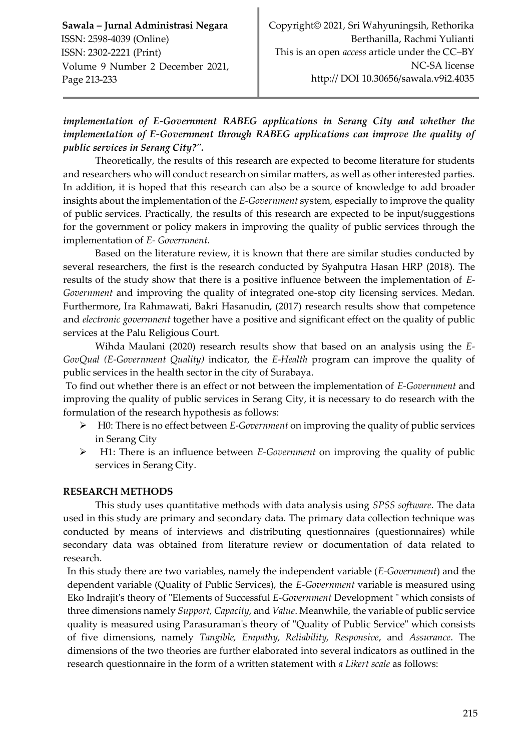***implementation of E-Government RABEG applications in Serang City and whether the implementation of E-Government through RABEG applications can improve the quality of public services in Serang City?".***

Theoretically, the results of this research are expected to become literature for students and researchers who will conduct research on similar matters, as well as other interested parties. In addition, it is hoped that this research can also be a source of knowledge to add broader insights about the implementation of the *E-Government* system, especially to improve the quality of public services. Practically, the results of this research are expected to be input/suggestions for the government or policy makers in improving the quality of public services through the implementation of *E- Government.*

Based on the literature review, it is known that there are similar studies conducted by several researchers, the first is the research conducted by Syahputra Hasan HRP (2018). The results of the study show that there is a positive influence between the implementation of *E-Government* and improving the quality of integrated one-stop city licensing services. Medan. Furthermore, Ira Rahmawati, Bakri Hasanudin, (2017) research results show that competence and *electronic government* together have a positive and significant effect on the quality of public services at the Palu Religious Court.

Wihda Maulani (2020) research results show that based on an analysis using the *E-GovQual (E-Government Quality)* indicator, the *E-Health* program can improve the quality of public services in the health sector in the city of Surabaya.

To find out whether there is an effect or not between the implementation of *E-Government* and improving the quality of public services in Serang City, it is necessary to do research with the formulation of the research hypothesis as follows:

- H0: There is no effect between *E-Government* on improving the quality of public services in Serang City
- H1: There is an influence between *E-Government* on improving the quality of public services in Serang City.

## RESEARCH METHODS

This study uses quantitative methods with data analysis using *SPSS software*. The data used in this study are primary and secondary data. The primary data collection technique was conducted by means of interviews and distributing questionnaires (questionnaires) while secondary data was obtained from literature review or documentation of data related to research.

In this study there are two variables, namely the independent variable (*E-Government*) and the dependent variable (Quality of Public Services), the *E-Government* variable is measured using Eko Indrajit's theory of "Elements of Successful *E-Government* Development " which consists of three dimensions namely *Support, Capacity*, and *Value*. Meanwhile, the variable of public service quality is measured using Parasuraman's theory of "Quality of Public Service" which consists of five dimensions, namely *Tangible, Empathy, Reliability, Responsive*, and *Assurance*. The dimensions of the two theories are further elaborated into several indicators as outlined in the research questionnaire in the form of a written statement with *a Likert scale* as follows: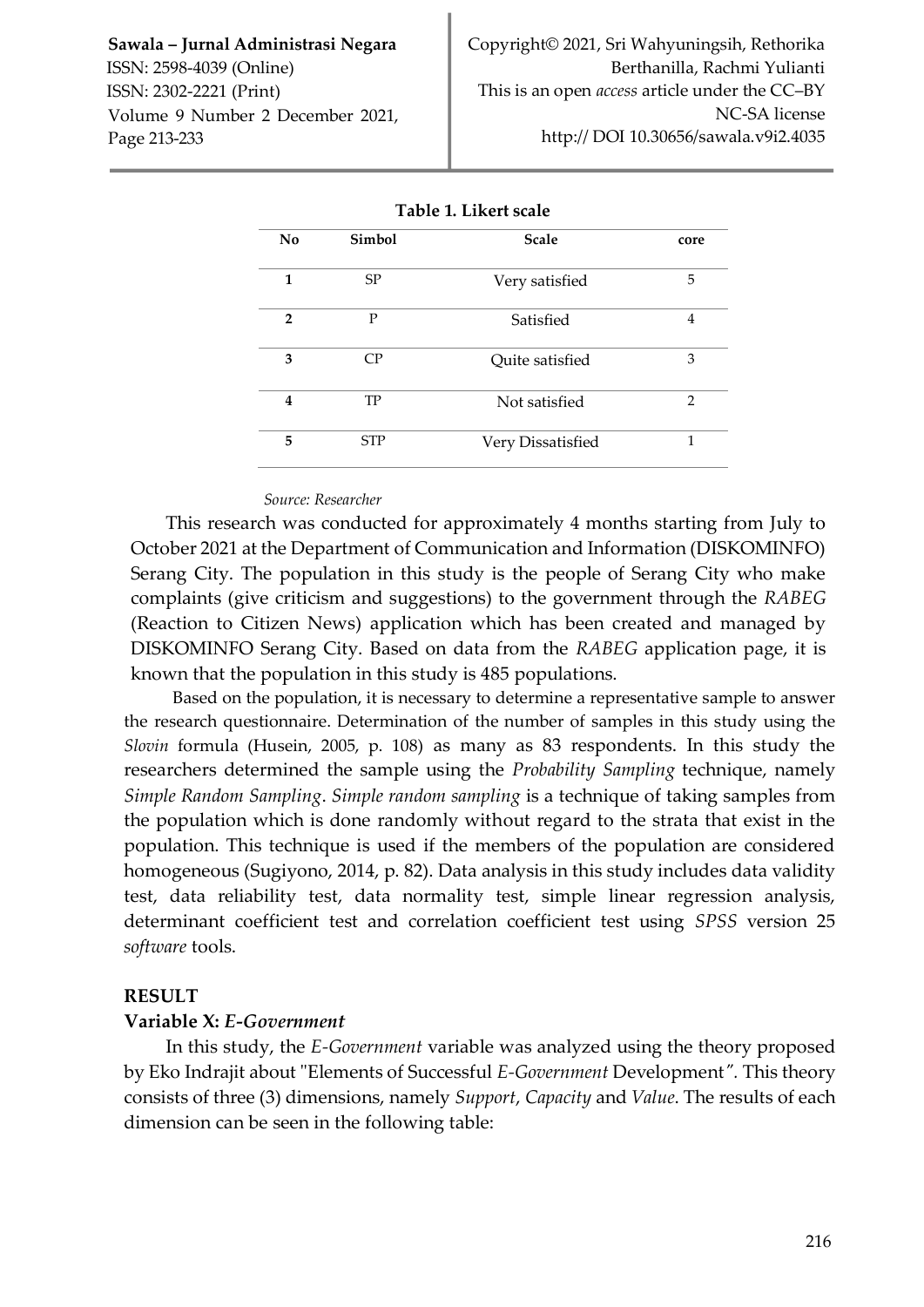**Table 1. Likert scale**

| No | Simbol | Scale | core |
|---|---|---|---|
| **1** | SP | Very satisfied | 5 |
| **2** | P | Satisfied | 4 |
| **3** | CP | Quite satisfied | 3 |
| **4** | TP | Not satisfied | 2 |
| **5** | STP | Very Dissatisfied | 1 |

*Source: Researcher*

This research was conducted for approximately 4 months starting from July to October 2021 at the Department of Communication and Information (DISKOMINFO) Serang City. The population in this study is the people of Serang City who make complaints (give criticism and suggestions) to the government through the *RABEG* (Reaction to Citizen News) application which has been created and managed by DISKOMINFO Serang City. Based on data from the *RABEG* application page, it is known that the population in this study is 485 populations.

Based on the population, it is necessary to determine a representative sample to answer the research questionnaire. Determination of the number of samples in this study using the *Slovin* formula (Husein, 2005, p. 108) as many as 83 respondents. In this study the researchers determined the sample using the *Probability Sampling* technique, namely *Simple Random Sampling*. *Simple random sampling* is a technique of taking samples from the population which is done randomly without regard to the strata that exist in the population. This technique is used if the members of the population are considered homogeneous (Sugiyono, 2014, p. 82). Data analysis in this study includes data validity test, data reliability test, data normality test, simple linear regression analysis, determinant coefficient test and correlation coefficient test using *SPSS* version 25 *software* tools.

## RESULT

### Variable X: *E-Government*

In this study, the *E-Government* variable was analyzed using the theory proposed by Eko Indrajit about "Elements of Successful *E-Government* Development". This theory consists of three (3) dimensions, namely *Support*, *Capacity* and *Value*. The results of each dimension can be seen in the following table: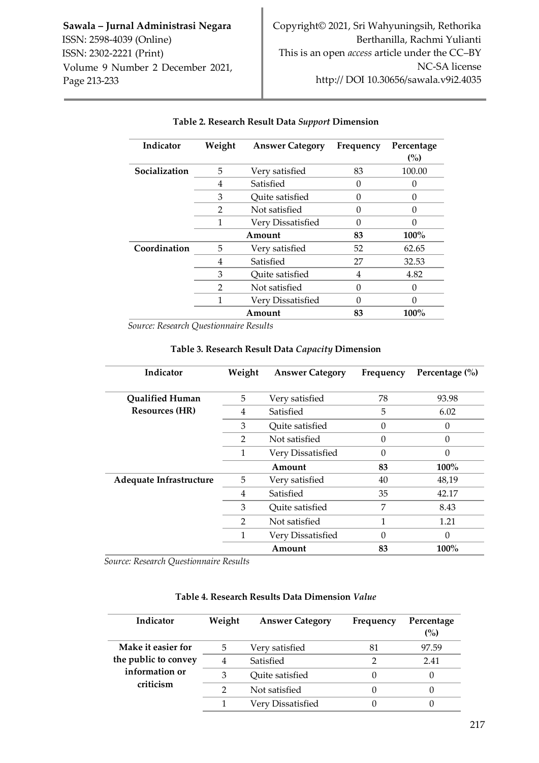**Table 2. Research Result Data *Support* Dimension**

| Indicator | Weight | Answer Category | Frequency | Percentage (%) |
|---|---|---|---|---|
| **Socialization** | 5 | Very satisfied | 83 | 100.00 |
| | 4 | Satisfied | 0 | 0 |
| | 3 | Quite satisfied | 0 | 0 |
| | 2 | Not satisfied | 0 | 0 |
| | 1 | Very Dissatisfied | 0 | 0 |
| | | **Amount** | **83** | **100%** |
| **Coordination** | 5 | Very satisfied | 52 | 62.65 |
| | 4 | Satisfied | 27 | 32.53 |
| | 3 | Quite satisfied | 4 | 4.82 |
| | 2 | Not satisfied | 0 | 0 |
| | 1 | Very Dissatisfied | 0 | 0 |
| | | **Amount** | **83** | **100%** |

*Source: Research Questionnaire Results*

**Table 3. Research Result Data *Capacity* Dimension**

| Indicator | Weight | Answer Category | Frequency | Percentage (%) |
|---|---|---|---|---|
| **Qualified Human Resources (HR)** | 5 | Very satisfied | 78 | 93.98 |
| | 4 | Satisfied | 5 | 6.02 |
| | 3 | Quite satisfied | 0 | 0 |
| | 2 | Not satisfied | 0 | 0 |
| | 1 | Very Dissatisfied | 0 | 0 |
| | | **Amount** | **83** | **100%** |
| **Adequate Infrastructure** | 5 | Very satisfied | 40 | 48,19 |
| | 4 | Satisfied | 35 | 42.17 |
| | 3 | Quite satisfied | 7 | 8.43 |
| | 2 | Not satisfied | 1 | 1.21 |
| | 1 | Very Dissatisfied | 0 | 0 |
| | | **Amount** | **83** | **100%** |

*Source: Research Questionnaire Results*

**Table 4. Research Results Data Dimension *Value***

| Indicator | Weight | Answer Category | Frequency | Percentage (%) |
|---|---|---|---|---|
| **Make it easier for the public to convey information or criticism** | 5 | Very satisfied | 81 | 97.59 |
| | 4 | Satisfied | 2 | 2.41 |
| | 3 | Quite satisfied | 0 | 0 |
| | 2 | Not satisfied | 0 | 0 |
| | 1 | Very Dissatisfied | 0 | 0 |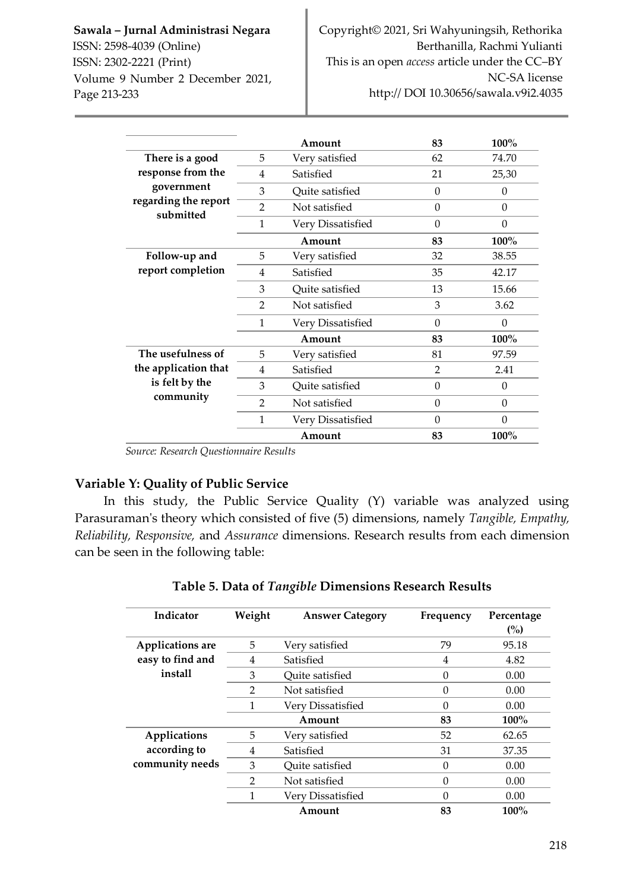| | | Amount | 83 | 100% |
|---|---|---|---|---|
| **There is a good response from the government regarding the report submitted** | 5 | Very satisfied | 62 | 74.70 |
| | 4 | Satisfied | 21 | 25,30 |
| | 3 | Quite satisfied | 0 | 0 |
| | 2 | Not satisfied | 0 | 0 |
| | 1 | Very Dissatisfied | 0 | 0 |
| | | **Amount** | **83** | **100%** |
| **Follow-up and report completion** | 5 | Very satisfied | 32 | 38.55 |
| | 4 | Satisfied | 35 | 42.17 |
| | 3 | Quite satisfied | 13 | 15.66 |
| | 2 | Not satisfied | 3 | 3.62 |
| | 1 | Very Dissatisfied | 0 | 0 |
| | | **Amount** | **83** | **100%** |
| **The usefulness of the application that is felt by the community** | 5 | Very satisfied | 81 | 97.59 |
| | 4 | Satisfied | 2 | 2.41 |
| | 3 | Quite satisfied | 0 | 0 |
| | 2 | Not satisfied | 0 | 0 |
| | 1 | Very Dissatisfied | 0 | 0 |
| | | **Amount** | **83** | **100%** |

*Source: Research Questionnaire Results*

### Variable Y: Quality of Public Service

In this study, the Public Service Quality (Y) variable was analyzed using Parasuraman's theory which consisted of five (5) dimensions, namely *Tangible, Empathy, Reliability, Responsive,* and *Assurance* dimensions. Research results from each dimension can be seen in the following table:

**Table 5. Data of *Tangible* Dimensions Research Results**

| Indicator | Weight | Answer Category | Frequency | Percentage (%) |
|---|---|---|---|---|
| **Applications are easy to find and install** | 5 | Very satisfied | 79 | 95.18 |
| | 4 | Satisfied | 4 | 4.82 |
| | 3 | Quite satisfied | 0 | 0.00 |
| | 2 | Not satisfied | 0 | 0.00 |
| | 1 | Very Dissatisfied | 0 | 0.00 |
| | | **Amount** | **83** | **100%** |
| **Applications according to community needs** | 5 | Very satisfied | 52 | 62.65 |
| | 4 | Satisfied | 31 | 37.35 |
| | 3 | Quite satisfied | 0 | 0.00 |
| | 2 | Not satisfied | 0 | 0.00 |
| | 1 | Very Dissatisfied | 0 | 0.00 |
| | | **Amount** | **83** | **100%** |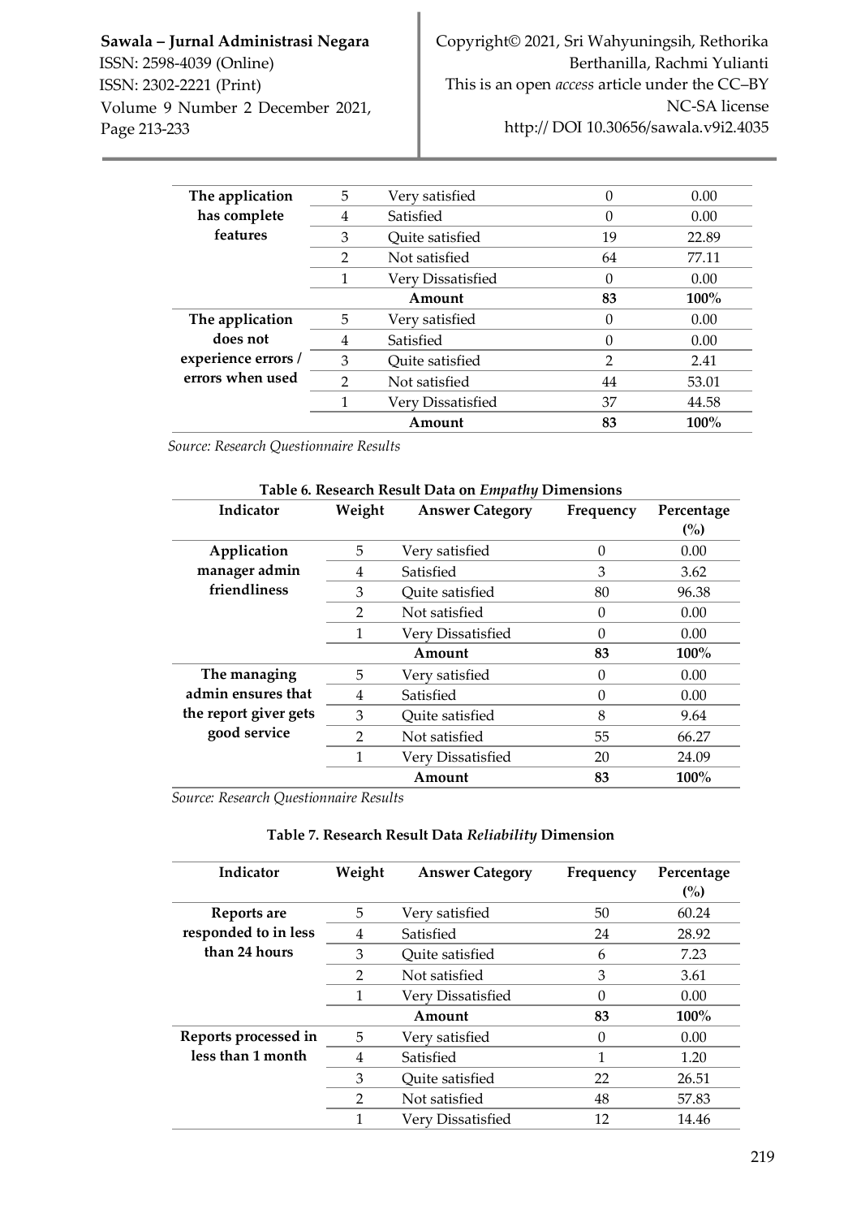| | | | | |
|---|---|---|---|---|
| **The application has complete features** | 5 | Very satisfied | 0 | 0.00 |
| | 4 | Satisfied | 0 | 0.00 |
| | 3 | Quite satisfied | 19 | 22.89 |
| | 2 | Not satisfied | 64 | 77.11 |
| | 1 | Very Dissatisfied | 0 | 0.00 |
| | | **Amount** | **83** | **100%** |
| **The application does not experience errors / errors when used** | 5 | Very satisfied | 0 | 0.00 |
| | 4 | Satisfied | 0 | 0.00 |
| | 3 | Quite satisfied | 2 | 2.41 |
| | 2 | Not satisfied | 44 | 53.01 |
| | 1 | Very Dissatisfied | 37 | 44.58 |
| | | **Amount** | **83** | **100%** |

*Source: Research Questionnaire Results*

**Table 6. Research Result Data on *Empathy* Dimensions**

| Indicator | Weight | Answer Category | Frequency | Percentage (%) |
|---|---|---|---|---|
| **Application manager admin friendliness** | 5 | Very satisfied | 0 | 0.00 |
| | 4 | Satisfied | 3 | 3.62 |
| | 3 | Quite satisfied | 80 | 96.38 |
| | 2 | Not satisfied | 0 | 0.00 |
| | 1 | Very Dissatisfied | 0 | 0.00 |
| | | **Amount** | **83** | **100%** |
| **The managing admin ensures that the report giver gets good service** | 5 | Very satisfied | 0 | 0.00 |
| | 4 | Satisfied | 0 | 0.00 |
| | 3 | Quite satisfied | 8 | 9.64 |
| | 2 | Not satisfied | 55 | 66.27 |
| | 1 | Very Dissatisfied | 20 | 24.09 |
| | | **Amount** | **83** | **100%** |

*Source: Research Questionnaire Results*

**Table 7. Research Result Data *Reliability* Dimension**

| Indicator | Weight | Answer Category | Frequency | Percentage (%) |
|---|---|---|---|---|
| **Reports are responded to in less than 24 hours** | 5 | Very satisfied | 50 | 60.24 |
| | 4 | Satisfied | 24 | 28.92 |
| | 3 | Quite satisfied | 6 | 7.23 |
| | 2 | Not satisfied | 3 | 3.61 |
| | 1 | Very Dissatisfied | 0 | 0.00 |
| | | **Amount** | **83** | **100%** |
| **Reports processed in less than 1 month** | 5 | Very satisfied | 0 | 0.00 |
| | 4 | Satisfied | 1 | 1.20 |
| | 3 | Quite satisfied | 22 | 26.51 |
| | 2 | Not satisfied | 48 | 57.83 |
| | 1 | Very Dissatisfied | 12 | 14.46 |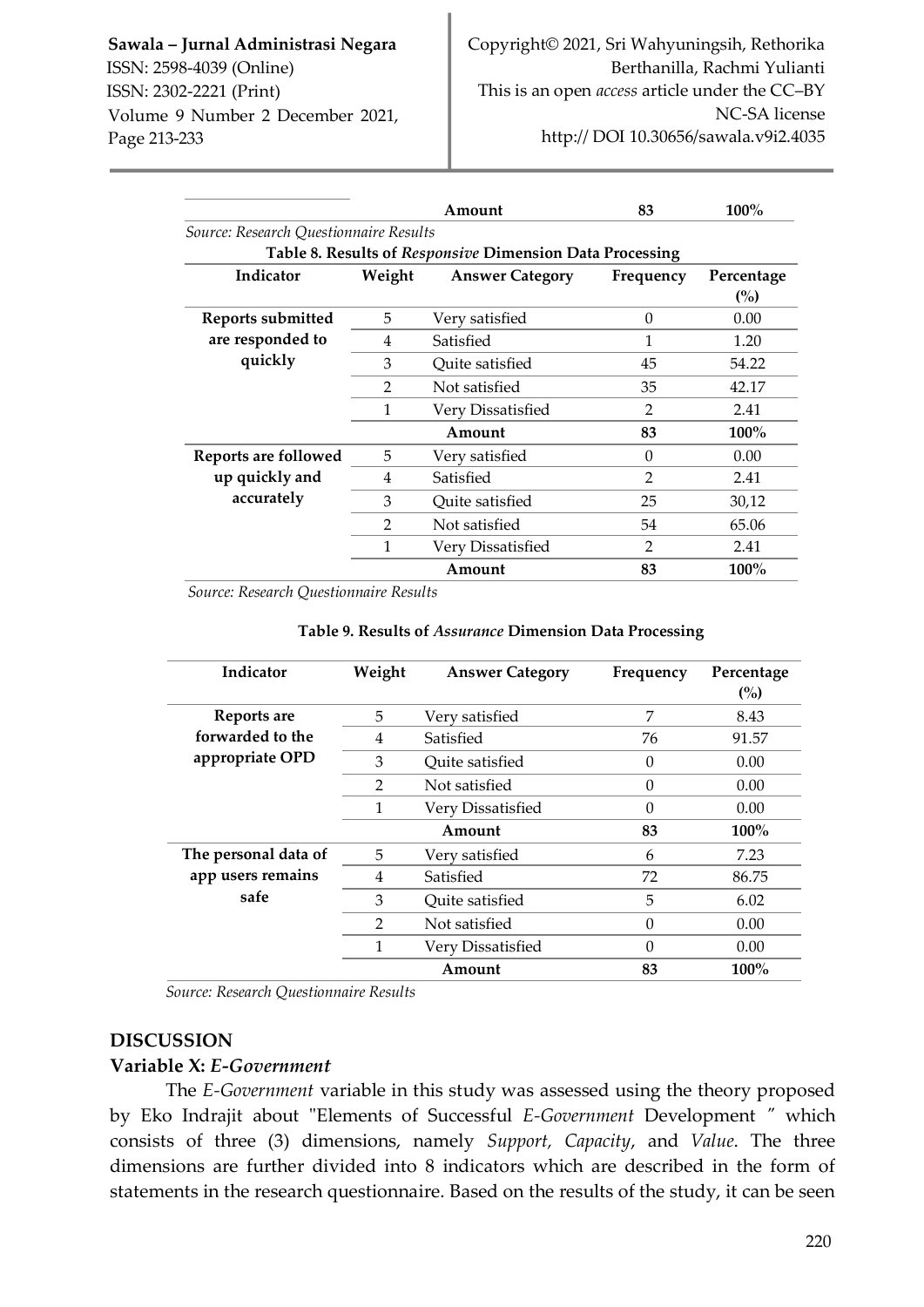| | | Amount | 83 | 100% |
|---|---|---|---|---|

*Source: Research Questionnaire Results*

**Table 8. Results of *Responsive* Dimension Data Processing**

| Indicator | Weight | Answer Category | Frequency | Percentage (%) |
|---|---|---|---|---|
| **Reports submitted are responded to quickly** | 5 | Very satisfied | 0 | 0.00 |
| | 4 | Satisfied | 1 | 1.20 |
| | 3 | Quite satisfied | 45 | 54.22 |
| | 2 | Not satisfied | 35 | 42.17 |
| | 1 | Very Dissatisfied | 2 | 2.41 |
| | | **Amount** | **83** | **100%** |
| **Reports are followed up quickly and accurately** | 5 | Very satisfied | 0 | 0.00 |
| | 4 | Satisfied | 2 | 2.41 |
| | 3 | Quite satisfied | 25 | 30,12 |
| | 2 | Not satisfied | 54 | 65.06 |
| | 1 | Very Dissatisfied | 2 | 2.41 |
| | | **Amount** | **83** | **100%** |

*Source: Research Questionnaire Results*

**Table 9. Results of *Assurance* Dimension Data Processing**

| Indicator | Weight | Answer Category | Frequency | Percentage (%) |
|---|---|---|---|---|
| **Reports are forwarded to the appropriate OPD** | 5 | Very satisfied | 7 | 8.43 |
| | 4 | Satisfied | 76 | 91.57 |
| | 3 | Quite satisfied | 0 | 0.00 |
| | 2 | Not satisfied | 0 | 0.00 |
| | 1 | Very Dissatisfied | 0 | 0.00 |
| | | **Amount** | **83** | **100%** |
| **The personal data of app users remains safe** | 5 | Very satisfied | 6 | 7.23 |
| | 4 | Satisfied | 72 | 86.75 |
| | 3 | Quite satisfied | 5 | 6.02 |
| | 2 | Not satisfied | 0 | 0.00 |
| | 1 | Very Dissatisfied | 0 | 0.00 |
| | | **Amount** | **83** | **100%** |

*Source: Research Questionnaire Results*

## DISCUSSION

### Variable X: *E-Government*

The *E-Government* variable in this study was assessed using the theory proposed by Eko Indrajit about "Elements of Successful *E-Government* Development " which consists of three (3) dimensions, namely *Support, Capacity*, and *Value*. The three dimensions are further divided into 8 indicators which are described in the form of statements in the research questionnaire. Based on the results of the study, it can be seen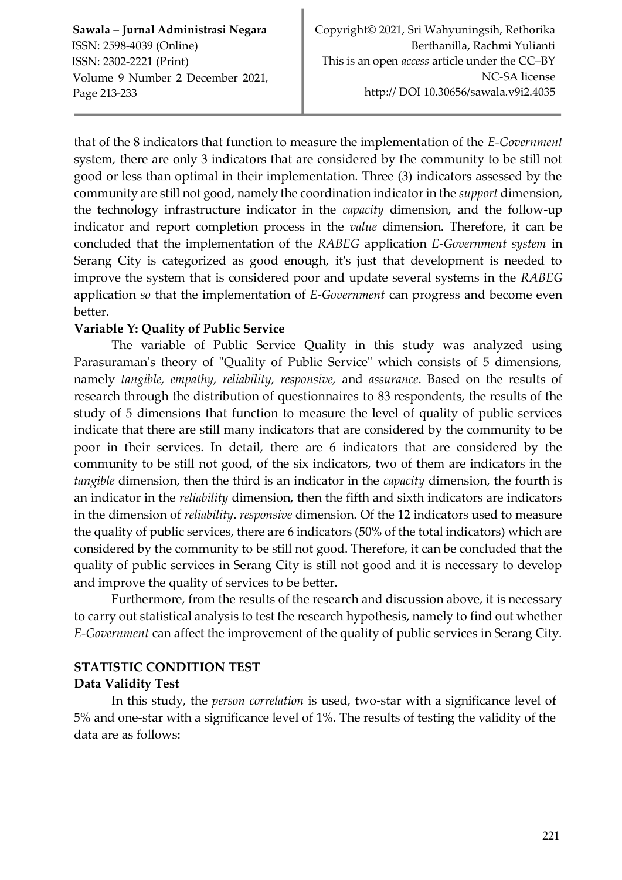that of the 8 indicators that function to measure the implementation of the *E-Government* system, there are only 3 indicators that are considered by the community to be still not good or less than optimal in their implementation. Three (3) indicators assessed by the community are still not good, namely the coordination indicator in the *support* dimension, the technology infrastructure indicator in the *capacity* dimension, and the follow-up indicator and report completion process in the *value* dimension. Therefore, it can be concluded that the implementation of the *RABEG* application *E-Government system* in Serang City is categorized as good enough, it's just that development is needed to improve the system that is considered poor and update several systems in the *RABEG* application *so* that the implementation of *E-Government* can progress and become even better.

**Variable Y: Quality of Public Service**

The variable of Public Service Quality in this study was analyzed using Parasuraman's theory of "Quality of Public Service" which consists of 5 dimensions, namely *tangible, empathy, reliability, responsive,* and *assurance*. Based on the results of research through the distribution of questionnaires to 83 respondents, the results of the study of 5 dimensions that function to measure the level of quality of public services indicate that there are still many indicators that are considered by the community to be poor in their services. In detail, there are 6 indicators that are considered by the community to be still not good, of the six indicators, two of them are indicators in the *tangible* dimension, then the third is an indicator in the *capacity* dimension, the fourth is an indicator in the *reliability* dimension, then the fifth and sixth indicators are indicators in the dimension of *reliability*. *responsive* dimension. Of the 12 indicators used to measure the quality of public services, there are 6 indicators (50% of the total indicators) which are considered by the community to be still not good. Therefore, it can be concluded that the quality of public services in Serang City is still not good and it is necessary to develop and improve the quality of services to be better.

Furthermore, from the results of the research and discussion above, it is necessary to carry out statistical analysis to test the research hypothesis, namely to find out whether *E-Government* can affect the improvement of the quality of public services in Serang City.

## STATISTIC CONDITION TEST

### Data Validity Test

In this study, the *person correlation* is used, two-star with a significance level of 5% and one-star with a significance level of 1%. The results of testing the validity of the data are as follows: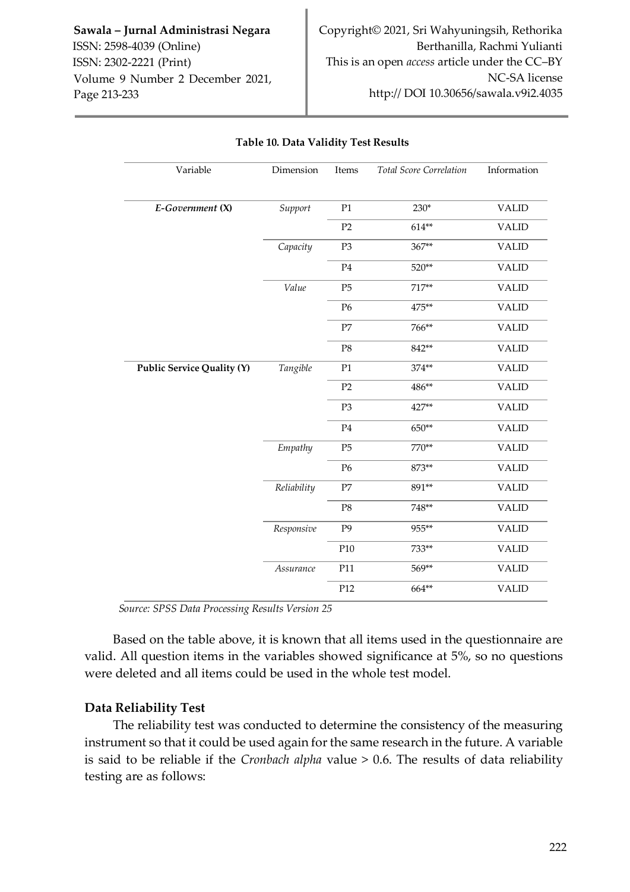**Table 10. Data Validity Test Results**

| Variable | Dimension | Items | *Total Score Correlation* | Information |
|---|---|---|---|---|
| ***E-Government* (X)** | *Support* | P1 | 230* | VALID |
| | | P2 | 614** | VALID |
| | *Capacity* | P3 | 367** | VALID |
| | | P4 | 520** | VALID |
| | *Value* | P5 | 717** | VALID |
| | | P6 | 475** | VALID |
| | | P7 | 766** | VALID |
| | | P8 | 842** | VALID |
| **Public Service Quality (Y)** | *Tangible* | P1 | 374** | VALID |
| | | P2 | 486** | VALID |
| | | P3 | 427** | VALID |
| | | P4 | 650** | VALID |
| | *Empathy* | P5 | 770** | VALID |
| | | P6 | 873** | VALID |
| | *Reliability* | P7 | 891** | VALID |
| | | P8 | 748** | VALID |
| | *Responsive* | P9 | 955** | VALID |
| | | P10 | 733** | VALID |
| | *Assurance* | P11 | 569** | VALID |
| | | P12 | 664** | VALID |

*Source: SPSS Data Processing Results Version 25*

Based on the table above, it is known that all items used in the questionnaire are valid. All question items in the variables showed significance at 5%, so no questions were deleted and all items could be used in the whole test model.

### Data Reliability Test

The reliability test was conducted to determine the consistency of the measuring instrument so that it could be used again for the same research in the future. A variable is said to be reliable if the *Cronbach alpha* value > 0.6. The results of data reliability testing are as follows: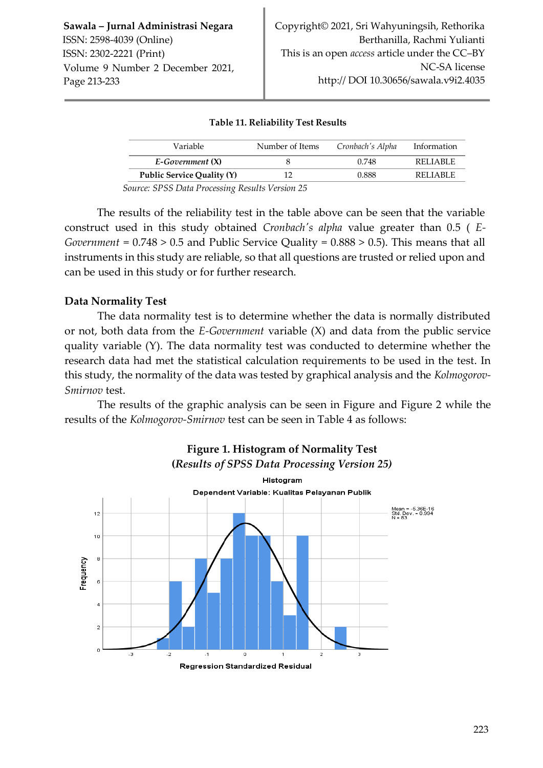**Table 11. Reliability Test Results**

| Variable | Number of Items | *Cronbach's Alpha* | Information |
|---|---|---|---|
| ***E-Government* (X)** | 8 | 0.748 | RELIABLE |
| **Public Service Quality (Y)** | 12 | 0.888 | RELIABLE |

*Source: SPSS Data Processing Results Version 25*

The results of the reliability test in the table above can be seen that the variable construct used in this study obtained *Cronbach's alpha* value greater than 0.5 ( *E-Government* = 0.748 > 0.5 and Public Service Quality = 0.888 > 0.5). This means that all instruments in this study are reliable, so that all questions are trusted or relied upon and can be used in this study or for further research.

## Data Normality Test

The data normality test is to determine whether the data is normally distributed or not, both data from the *E-Government* variable (X) and data from the public service quality variable (Y). The data normality test was conducted to determine whether the research data had met the statistical calculation requirements to be used in the test. In this study, the normality of the data was tested by graphical analysis and the *Kolmogorov-Smirnov* test.

The results of the graphic analysis can be seen in Figure and Figure 2 while the results of the *Kolmogorov-Smirnov* test can be seen in Table 4 as follows:

**Figure 1. Histogram of Normality Test**
**(*Results of SPSS Data Processing Version 25)***

Histogram
Dependent Variable: Kualitas Pelayanan Publik

Mean = -5.36E-16
Std. Dev. = 0.994
N = 83

Frequency

Regression Standardized Residual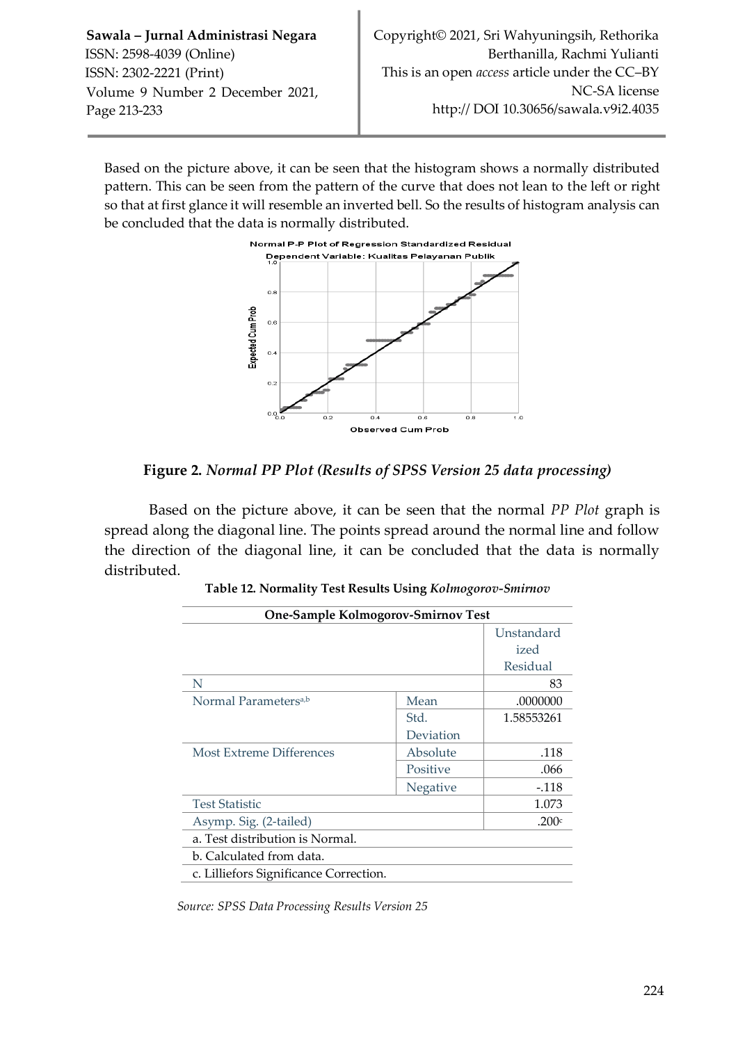Based on the picture above, it can be seen that the histogram shows a normally distributed pattern. This can be seen from the pattern of the curve that does not lean to the left or right so that at first glance it will resemble an inverted bell. So the results of histogram analysis can be concluded that the data is normally distributed.

**Figure 2.** *Normal PP Plot (Results of SPSS Version 25 data processing)*

Based on the picture above, it can be seen that the normal *PP Plot* graph is spread along the diagonal line. The points spread around the normal line and follow the direction of the diagonal line, it can be concluded that the data is normally distributed.

**Table 12. Normality Test Results Using *Kolmogorov-Smirnov***

| One-Sample Kolmogorov-Smirnov Test | | |
|---|---|---|
| | | Unstandardized Residual |
| N | | 83 |
| Normal Parameters[a,b] | Mean | .0000000 |
| | Std. Deviation | 1.58553261 |
| Most Extreme Differences | Absolute | .118 |
| | Positive | .066 |
| | Negative | -.118 |
| Test Statistic | | 1.073 |
| Asymp. Sig. (2-tailed) | | .200[c] |
| a. Test distribution is Normal. | | |
| b. Calculated from data. | | |
| c. Lilliefors Significance Correction. | | |

*Source: SPSS Data Processing Results Version 25*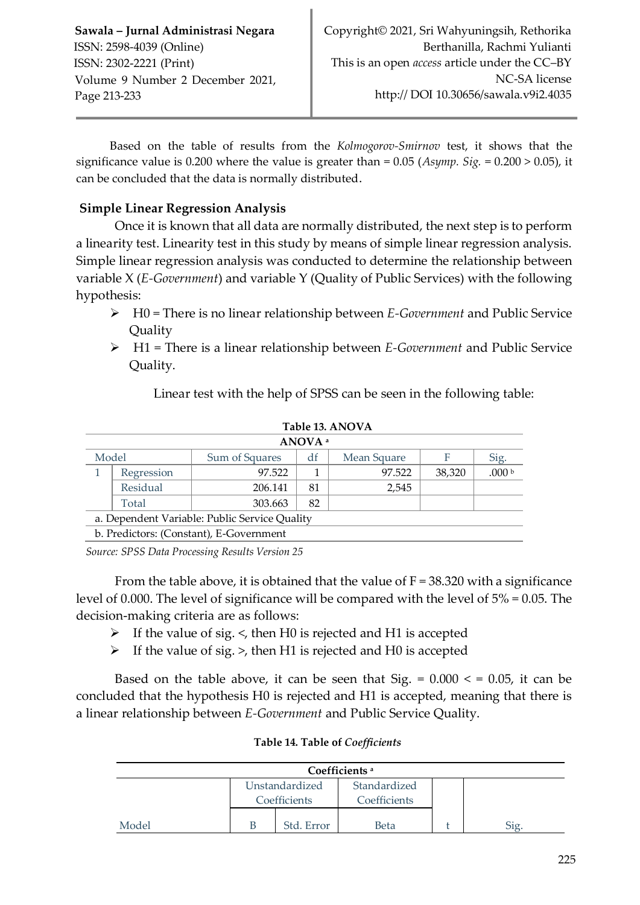Based on the table of results from the *Kolmogorov-Smirnov* test, it shows that the significance value is 0.200 where the value is greater than = 0.05 (*Asymp. Sig.* = 0.200 > 0.05), it can be concluded that the data is normally distributed.

### Simple Linear Regression Analysis

Once it is known that all data are normally distributed, the next step is to perform a linearity test. Linearity test in this study by means of simple linear regression analysis. Simple linear regression analysis was conducted to determine the relationship between variable X (*E-Government*) and variable Y (Quality of Public Services) with the following hypothesis:

- H0 = There is no linear relationship between *E-Government* and Public Service Quality
- H1 = There is a linear relationship between *E-Government* and Public Service Quality.

Linear test with the help of SPSS can be seen in the following table:

**Table 13. ANOVA**

| ANOVA [a] | | | | | | |
|---|---|---|---|---|---|---|
| Model | | Sum of Squares | df | Mean Square | F | Sig. |
| 1 | Regression | 97.522 | 1 | 97.522 | 38,320 | .000 [b] |
| | Residual | 206.141 | 81 | 2,545 | | |
| | Total | 303.663 | 82 | | | |
| a. Dependent Variable: Public Service Quality | | | | | | |
| b. Predictors: (Constant), E-Government | | | | | | |

*Source: SPSS Data Processing Results Version 25*

From the table above, it is obtained that the value of F = 38.320 with a significance level of 0.000. The level of significance will be compared with the level of 5% = 0.05. The decision-making criteria are as follows:

- If the value of sig. <, then H0 is rejected and H1 is accepted
- If the value of sig. >, then H1 is rejected and H0 is accepted

Based on the table above, it can be seen that Sig. = 0.000 < = 0.05, it can be concluded that the hypothesis H0 is rejected and H1 is accepted, meaning that there is a linear relationship between *E-Government* and Public Service Quality.

**Table 14. Table of *Coefficients***

| Coefficients [a] | | | | | |
|---|---|---|---|---|---|
| | Unstandardized Coefficients | | Standardized Coefficients | | |
| Model | B | Std. Error | Beta | t | Sig. |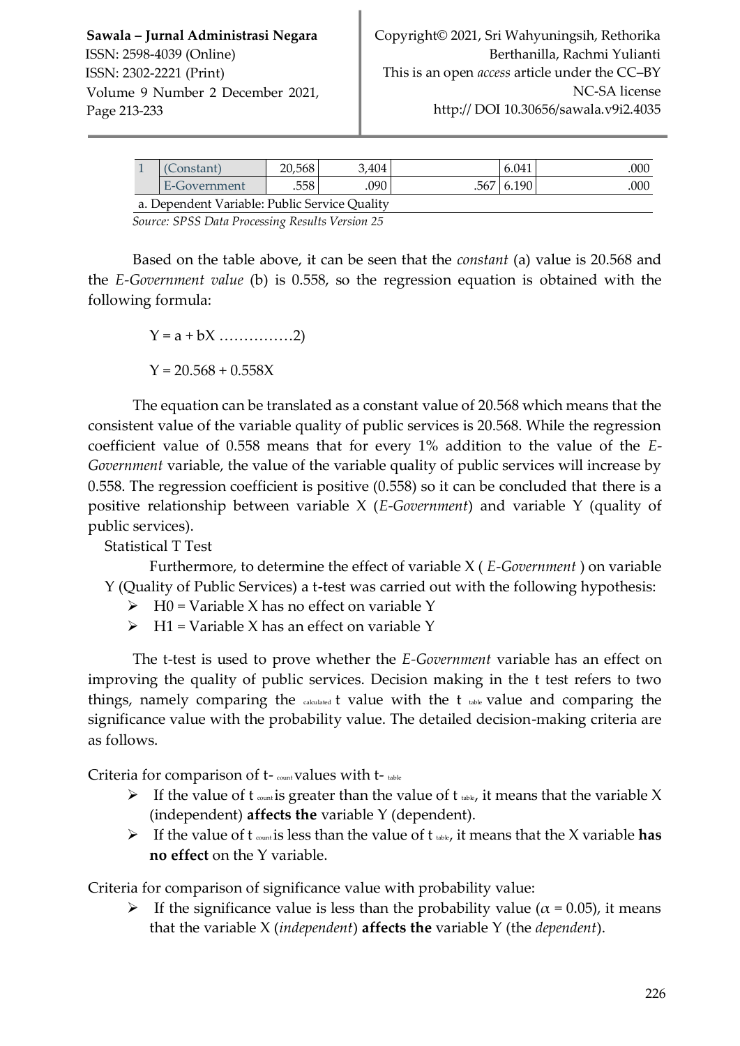| 1 | (Constant) | 20,568 | 3,404 |  | 6.041 | .000 |
|---|---|---|---|---|---|---|
|  | E-Government | .558 | .090 | .567 | 6.190 | .000 |

a. Dependent Variable: Public Service Quality

*Source: SPSS Data Processing Results Version 25*

Based on the table above, it can be seen that the *constant* (a) value is 20.568 and the *E-Government value* (b) is 0.558, so the regression equation is obtained with the following formula:

$$Y = a + bX \text{ ...............2)}$$

$$Y = 20.568 + 0.558X$$

The equation can be translated as a constant value of 20.568 which means that the consistent value of the variable quality of public services is 20.568. While the regression coefficient value of 0.558 means that for every 1% addition to the value of the *E-Government* variable, the value of the variable quality of public services will increase by 0.558. The regression coefficient is positive (0.558) so it can be concluded that there is a positive relationship between variable X (*E-Government*) and variable Y (quality of public services).

Statistical T Test

Furthermore, to determine the effect of variable X ( *E-Government* ) on variable Y (Quality of Public Services) a t-test was carried out with the following hypothesis:

- H0 = Variable X has no effect on variable Y
- H1 = Variable X has an effect on variable Y

The t-test is used to prove whether the *E-Government* variable has an effect on improving the quality of public services. Decision making in the t test refers to two things, namely comparing the $_{calculated}$ t value with the t $_{table}$ value and comparing the significance value with the probability value. The detailed decision-making criteria are as follows.

Criteria for comparison of t- $_{count}$ values with t- $_{table}$

- If the value of t $_{count}$ is greater than the value of t $_{table}$, it means that the variable X (independent) **affects the** variable Y (dependent).
- If the value of t $_{count}$ is less than the value of t $_{table}$, it means that the X variable **has no effect** on the Y variable.

Criteria for comparison of significance value with probability value:

- If the significance value is less than the probability value ($\alpha = 0.05$), it means that the variable X (*independent*) **affects the** variable Y (the *dependent*).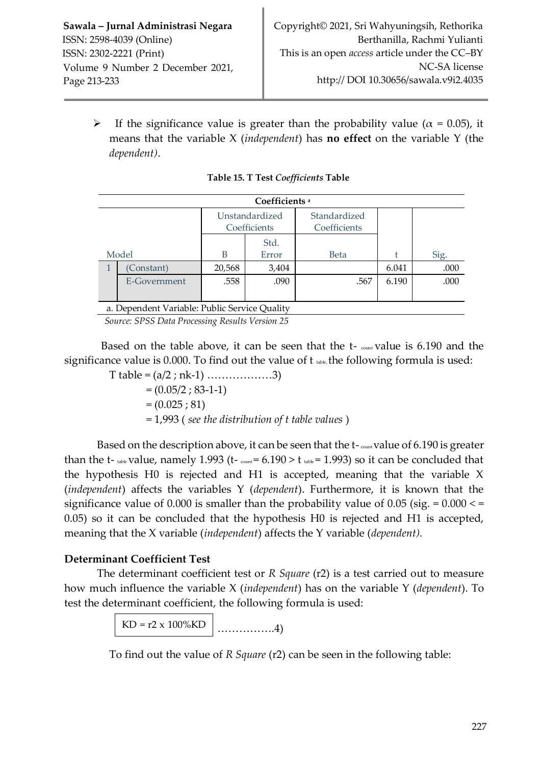- If the significance value is greater than the probability value ($\alpha$ = 0.05), it means that the variable X (*independent*) has **no effect** on the variable Y (the *dependent)*.

**Table 15. T Test *Coefficients* Table**

| Coefficients [a] | | | | | | |
|---|---|---|---|---|---|---|
| Model | | Unstandardized Coefficients | | Standardized Coefficients | t | Sig. |
| | | B | Std. Error | Beta | | |
| 1 | (Constant) | 20,568 | 3,404 | | 6.041 | .000 |
| | E-Government | .558 | .090 | .567 | 6.190 | .000 |

a. Dependent Variable: Public Service Quality

*Source: SPSS Data Processing Results Version 25*

Based on the table above, it can be seen that the $t_{count}$ value is 6.190 and the significance value is 0.000. To find out the value of $t_{table}$, the following formula is used:

T table = (a/2 ; nk-1) ………………3)
= (0.05/2 ; 83-1-1)
= (0.025 ; 81)
= 1,993 ( *see the distribution of t table values* )

Based on the description above, it can be seen that the $t_{count}$ value of 6.190 is greater than the $t_{table}$ value, namely 1.993 ($t_{count}$ = 6.190 > $t_{table}$ = 1.993) so it can be concluded that the hypothesis H0 is rejected and H1 is accepted, meaning that the variable X (*independent*) affects the variables Y (*dependent*). Furthermore, it is known that the significance value of 0.000 is smaller than the probability value of 0.05 (sig. = 0.000 < = 0.05) so it can be concluded that the hypothesis H0 is rejected and H1 is accepted, meaning that the X variable (*independent*) affects the Y variable (*dependent).*

### Determinant Coefficient Test

The determinant coefficient test or *R Square* (r2) is a test carried out to measure how much influence the variable X (*independent*) has on the variable Y (*dependent*). To test the determinant coefficient, the following formula is used:

KD = r2 x 100%KD …………….4)

To find out the value of *R Square* (r2) can be seen in the following table: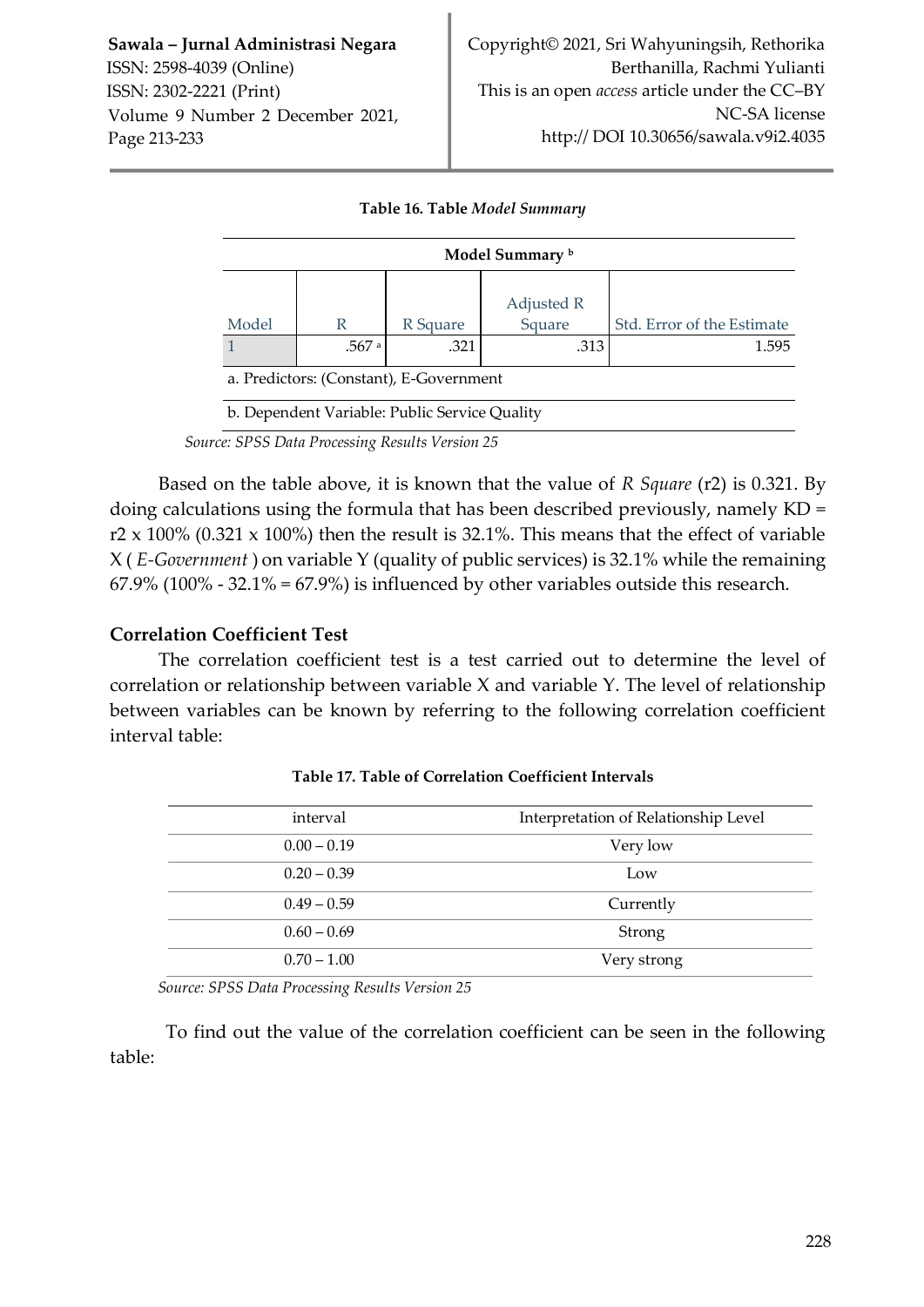**Table 16. Table *Model Summary***

| Model Summary [b] | | | | |
|---|---|---|---|---|
| Model | R | R Square | Adjusted R Square | Std. Error of the Estimate |
| 1 | .567 [a] | .321 | .313 | 1.595 |
| a. Predictors: (Constant), E-Government | | | | |
| b. Dependent Variable: Public Service Quality | | | | |

*Source: SPSS Data Processing Results Version 25*

Based on the table above, it is known that the value of *R Square* (r2) is 0.321. By doing calculations using the formula that has been described previously, namely KD = r2 x 100% (0.321 x 100%) then the result is 32.1%. This means that the effect of variable X ( *E-Government* ) on variable Y (quality of public services) is 32.1% while the remaining 67.9% (100% - 32.1% = 67.9%) is influenced by other variables outside this research.

### Correlation Coefficient Test

The correlation coefficient test is a test carried out to determine the level of correlation or relationship between variable X and variable Y. The level of relationship between variables can be known by referring to the following correlation coefficient interval table:

**Table 17. Table of Correlation Coefficient Intervals**

| interval | Interpretation of Relationship Level |
|---|---|
| 0.00 – 0.19 | Very low |
| 0.20 – 0.39 | Low |
| 0.49 – 0.59 | Currently |
| 0.60 – 0.69 | Strong |
| 0.70 – 1.00 | Very strong |

*Source: SPSS Data Processing Results Version 25*

To find out the value of the correlation coefficient can be seen in the following table: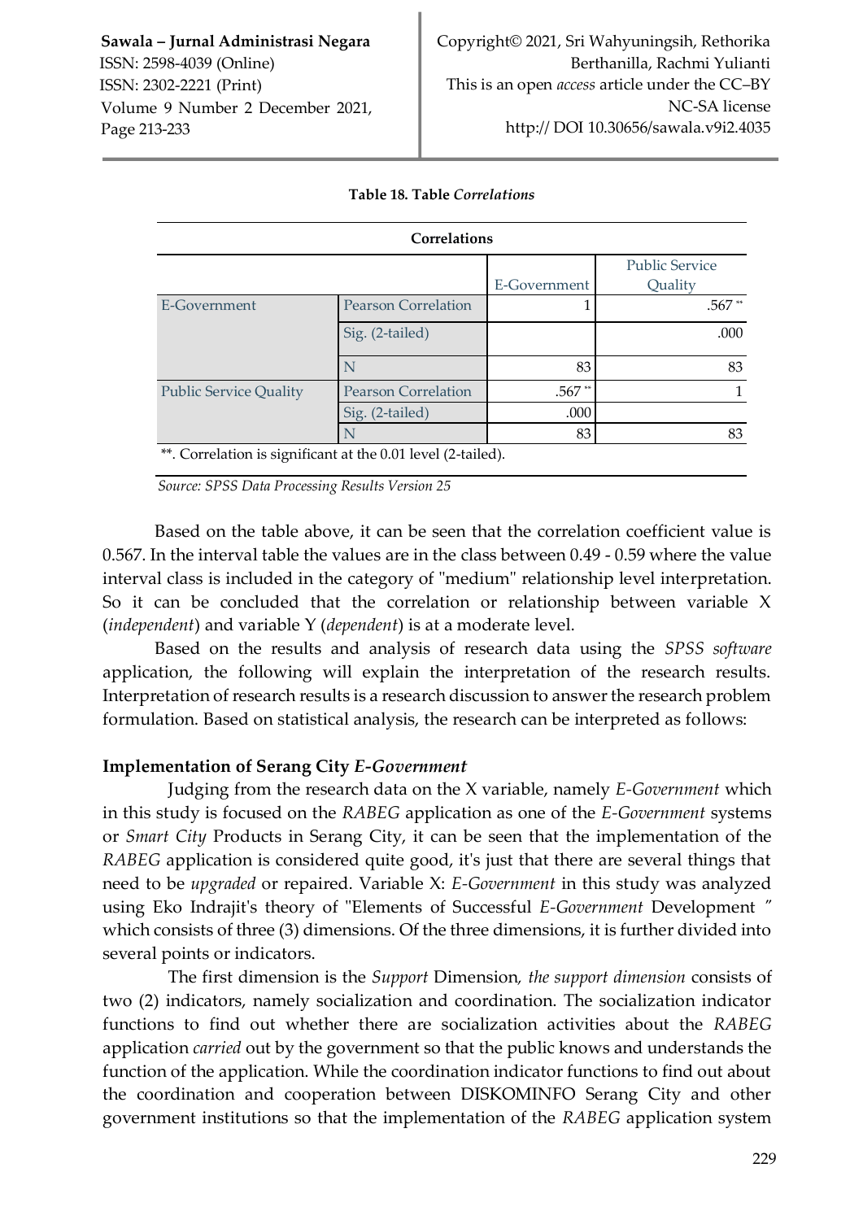**Table 18. Table *Correlations***

| Correlations | | | |
|---|---|---|---|
| | | E-Government | Public Service Quality |
| E-Government | Pearson Correlation | 1 | .567** |
| | Sig. (2-tailed) | | .000 |
| | N | 83 | 83 |
| Public Service Quality | Pearson Correlation | .567** | 1 |
| | Sig. (2-tailed) | .000 | |
| | N | 83 | 83 |

**. Correlation is significant at the 0.01 level (2-tailed).

*Source: SPSS Data Processing Results Version 25*

Based on the table above, it can be seen that the correlation coefficient value is 0.567. In the interval table the values are in the class between 0.49 - 0.59 where the value interval class is included in the category of "medium" relationship level interpretation. So it can be concluded that the correlation or relationship between variable X (*independent*) and variable Y (*dependent*) is at a moderate level.

Based on the results and analysis of research data using the *SPSS software* application, the following will explain the interpretation of the research results. Interpretation of research results is a research discussion to answer the research problem formulation. Based on statistical analysis, the research can be interpreted as follows:

**Implementation of Serang City *E-Government***

Judging from the research data on the X variable, namely *E-Government* which in this study is focused on the *RABEG* application as one of the *E-Government* systems or *Smart City* Products in Serang City, it can be seen that the implementation of the *RABEG* application is considered quite good, it's just that there are several things that need to be *upgraded* or repaired. Variable X: *E-Government* in this study was analyzed using Eko Indrajit's theory of "Elements of Successful *E-Government* Development " which consists of three (3) dimensions. Of the three dimensions, it is further divided into several points or indicators.

The first dimension is the *Support* Dimension, *the support dimension* consists of two (2) indicators, namely socialization and coordination. The socialization indicator functions to find out whether there are socialization activities about the *RABEG* application *carried* out by the government so that the public knows and understands the function of the application. While the coordination indicator functions to find out about the coordination and cooperation between DISKOMINFO Serang City and other government institutions so that the implementation of the *RABEG* application system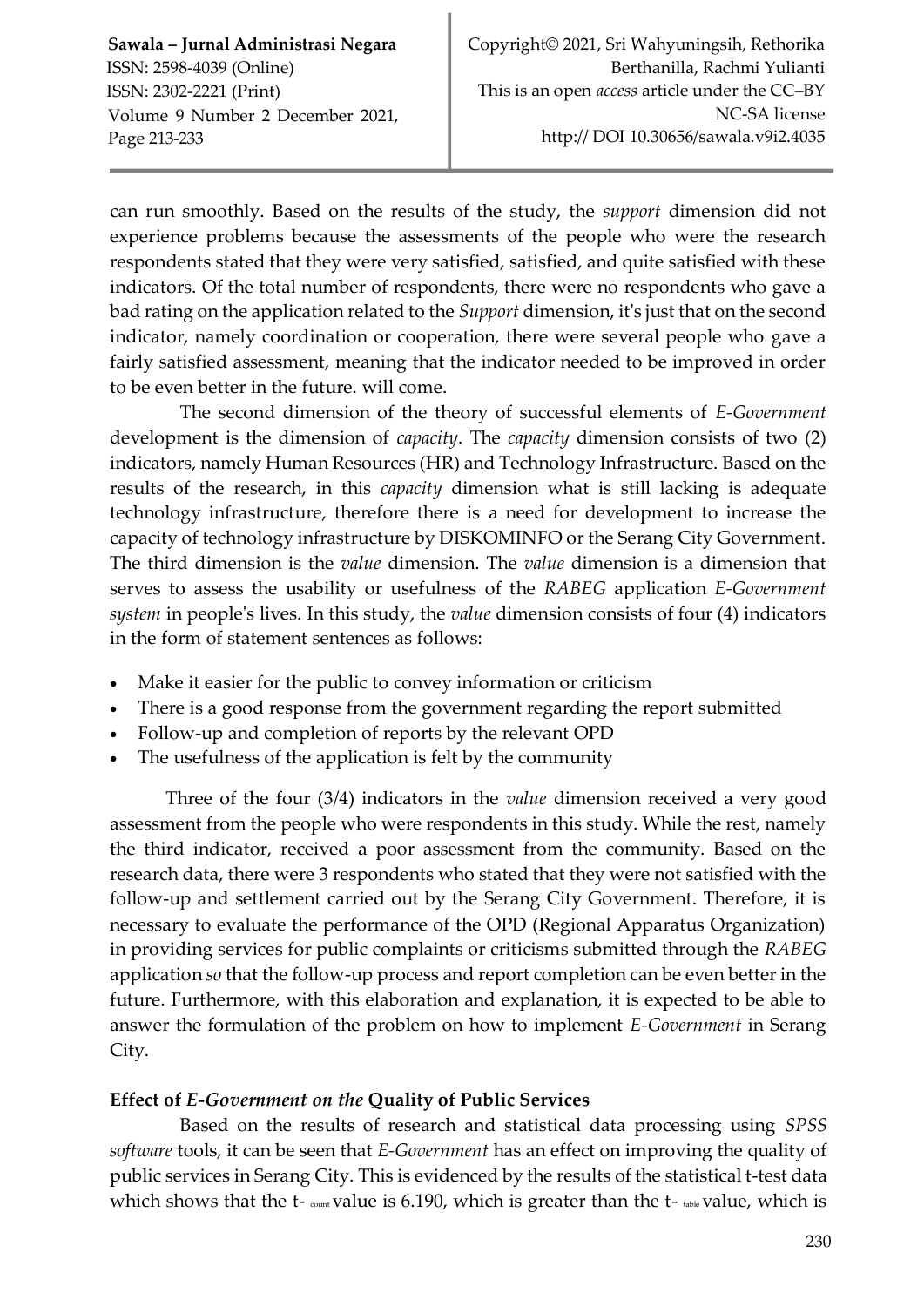can run smoothly. Based on the results of the study, the *support* dimension did not experience problems because the assessments of the people who were the research respondents stated that they were very satisfied, satisfied, and quite satisfied with these indicators. Of the total number of respondents, there were no respondents who gave a bad rating on the application related to the *Support* dimension, it's just that on the second indicator, namely coordination or cooperation, there were several people who gave a fairly satisfied assessment, meaning that the indicator needed to be improved in order to be even better in the future. will come.

The second dimension of the theory of successful elements of *E-Government* development is the dimension of *capacity*. The *capacity* dimension consists of two (2) indicators, namely Human Resources (HR) and Technology Infrastructure. Based on the results of the research, in this *capacity* dimension what is still lacking is adequate technology infrastructure, therefore there is a need for development to increase the capacity of technology infrastructure by DISKOMINFO or the Serang City Government. The third dimension is the *value* dimension. The *value* dimension is a dimension that serves to assess the usability or usefulness of the *RABEG* application *E-Government system* in people's lives. In this study, the *value* dimension consists of four (4) indicators in the form of statement sentences as follows:

- Make it easier for the public to convey information or criticism
- There is a good response from the government regarding the report submitted
- Follow-up and completion of reports by the relevant OPD
- The usefulness of the application is felt by the community

Three of the four (3/4) indicators in the *value* dimension received a very good assessment from the people who were respondents in this study. While the rest, namely the third indicator, received a poor assessment from the community. Based on the research data, there were 3 respondents who stated that they were not satisfied with the follow-up and settlement carried out by the Serang City Government. Therefore, it is necessary to evaluate the performance of the OPD (Regional Apparatus Organization) in providing services for public complaints or criticisms submitted through the *RABEG* application *so* that the follow-up process and report completion can be even better in the future. Furthermore, with this elaboration and explanation, it is expected to be able to answer the formulation of the problem on how to implement *E-Government* in Serang City.

### Effect of *E-Government on the* Quality of Public Services

Based on the results of research and statistical data processing using *SPSS software* tools, it can be seen that *E-Government* has an effect on improving the quality of public services in Serang City. This is evidenced by the results of the statistical t-test data which shows that the $t_{count}$ value is 6.190, which is greater than the $t_{table}$ value, which is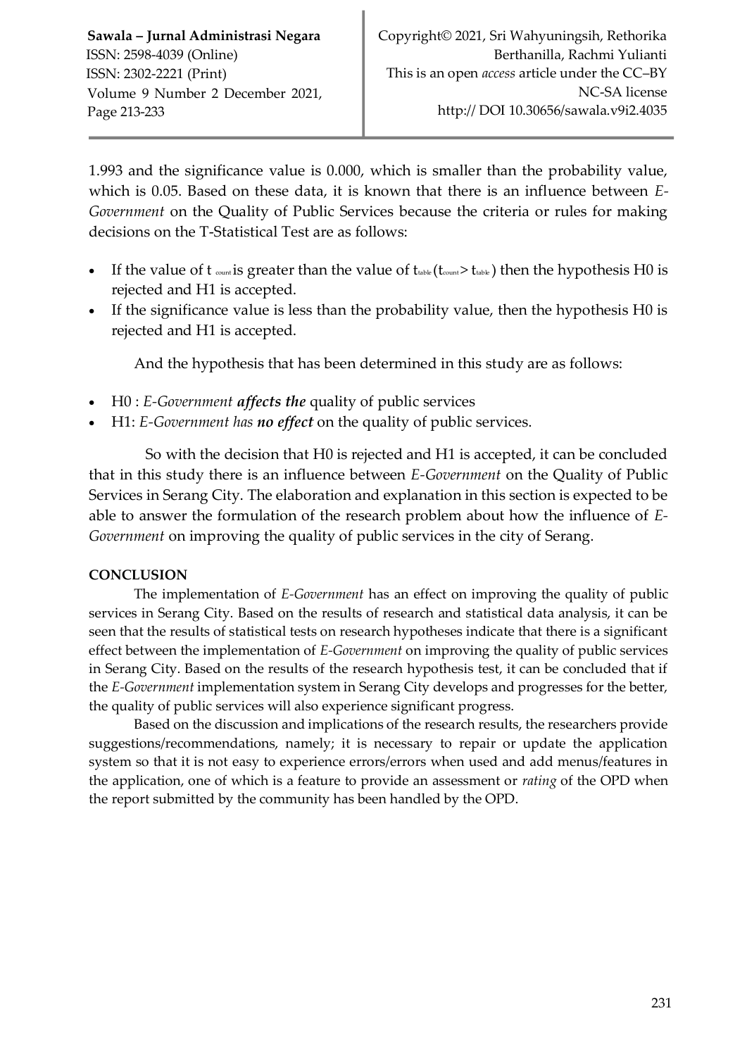1.993 and the significance value is 0.000, which is smaller than the probability value, which is 0.05. Based on these data, it is known that there is an influence between *E-Government* on the Quality of Public Services because the criteria or rules for making decisions on the T-Statistical Test are as follows:

- If the value of $t_{count}$ is greater than the value of $t_{table}$ ($t_{count} > t_{table}$) then the hypothesis H0 is rejected and H1 is accepted.
- If the significance value is less than the probability value, then the hypothesis H0 is rejected and H1 is accepted.

And the hypothesis that has been determined in this study are as follows:

- H0 : *E-Government **affects the*** quality of public services
- H1: *E-Government has **no effect*** on the quality of public services.

So with the decision that H0 is rejected and H1 is accepted, it can be concluded that in this study there is an influence between *E-Government* on the Quality of Public Services in Serang City. The elaboration and explanation in this section is expected to be able to answer the formulation of the research problem about how the influence of *E-Government* on improving the quality of public services in the city of Serang.

## CONCLUSION

The implementation of *E-Government* has an effect on improving the quality of public services in Serang City. Based on the results of research and statistical data analysis, it can be seen that the results of statistical tests on research hypotheses indicate that there is a significant effect between the implementation of *E-Government* on improving the quality of public services in Serang City. Based on the results of the research hypothesis test, it can be concluded that if the *E-Government* implementation system in Serang City develops and progresses for the better, the quality of public services will also experience significant progress.

Based on the discussion and implications of the research results, the researchers provide suggestions/recommendations, namely; it is necessary to repair or update the application system so that it is not easy to experience errors/errors when used and add menus/features in the application, one of which is a feature to provide an assessment or *rating* of the OPD when the report submitted by the community has been handled by the OPD.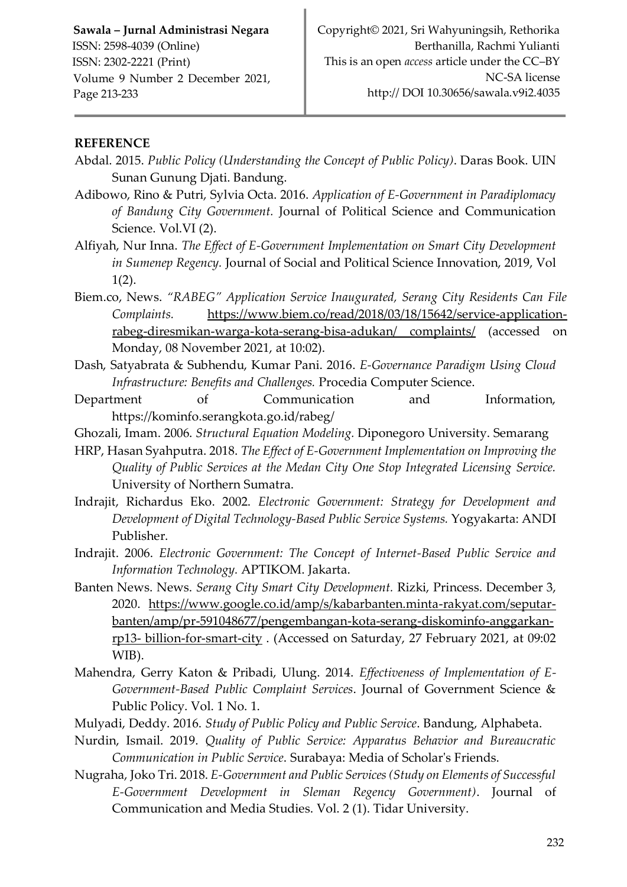**REFERENCE**

Abdal. 2015. *Public Policy (Understanding the Concept of Public Policy)*. Daras Book. UIN Sunan Gunung Djati. Bandung.

Adibowo, Rino & Putri, Sylvia Octa. 2016. *Application of E-Government in Paradiplomacy of Bandung City Government.* Journal of Political Science and Communication Science. Vol.VI (2).

Alfiyah, Nur Inna. *The Effect of E-Government Implementation on Smart City Development in Sumenep Regency.* Journal of Social and Political Science Innovation, 2019, Vol 1(2).

Biem.co, News. *"RABEG" Application Service Inaugurated, Serang City Residents Can File Complaints.* https://www.biem.co/read/2018/03/18/15642/service-application-rabeg-diresmikan-warga-kota-serang-bisa-adukan/ complaints/ (accessed on Monday, 08 November 2021, at 10:02).

Dash, Satyabrata & Subhendu, Kumar Pani. 2016. *E-Governance Paradigm Using Cloud Infrastructure: Benefits and Challenges.* Procedia Computer Science.

Department of Communication and Information, https://kominfo.serangkota.go.id/rabeg/

Ghozali, Imam. 2006. *Structural Equation Modeling.* Diponegoro University. Semarang

HRP, Hasan Syahputra. 2018. *The Effect of E-Government Implementation on Improving the Quality of Public Services at the Medan City One Stop Integrated Licensing Service.* University of Northern Sumatra.

Indrajit, Richardus Eko. 2002. *Electronic Government: Strategy for Development and Development of Digital Technology-Based Public Service Systems.* Yogyakarta: ANDI Publisher.

Indrajit. 2006. *Electronic Government: The Concept of Internet-Based Public Service and Information Technology.* APTIKOM. Jakarta.

Banten News. News. *Serang City Smart City Development.* Rizki, Princess. December 3, 2020. https://www.google.co.id/amp/s/kabarbanten.minta-rakyat.com/seputar-banten/amp/pr-591048677/pengembangan-kota-serang-diskominfo-anggarkan-rp13- billion-for-smart-city . (Accessed on Saturday, 27 February 2021, at 09:02 WIB).

Mahendra, Gerry Katon & Pribadi, Ulung. 2014. *Effectiveness of Implementation of E-Government-Based Public Complaint Services*. Journal of Government Science & Public Policy. Vol. 1 No. 1.

Mulyadi, Deddy. 2016. *Study of Public Policy and Public Service*. Bandung, Alphabeta.

Nurdin, Ismail. 2019. *Quality of Public Service: Apparatus Behavior and Bureaucratic Communication in Public Service*. Surabaya: Media of Scholar's Friends.

Nugraha, Joko Tri. 2018. *E-Government and Public Services (Study on Elements of Successful E-Government Development in Sleman Regency Government)*. Journal of Communication and Media Studies. Vol. 2 (1). Tidar University.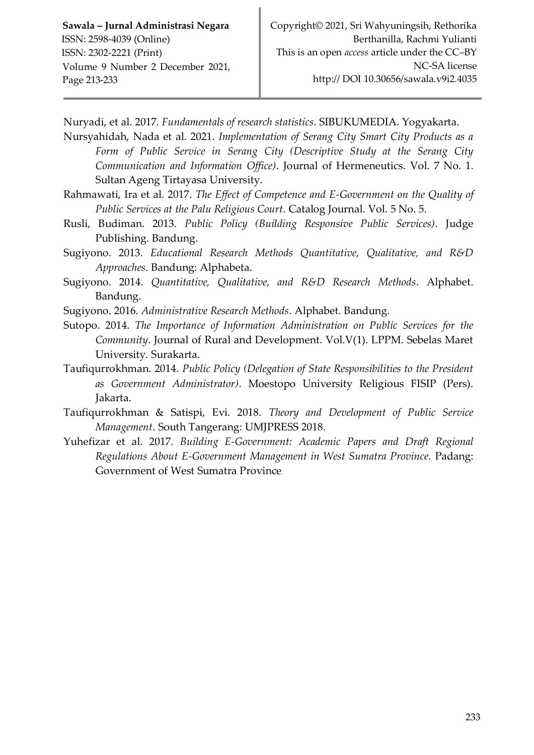Nuryadi, et al. 2017. *Fundamentals of research statistics*. SIBUKUMEDIA. Yogyakarta.

Nursyahidah, Nada et al. 2021. *Implementation of Serang City Smart City Products as a Form of Public Service in Serang City (Descriptive Study at the Serang City Communication and Information Office)*. Journal of Hermeneutics. Vol. 7 No. 1. Sultan Ageng Tirtayasa University.

Rahmawati, Ira et al. 2017. *The Effect of Competence and E-Government on the Quality of Public Services at the Palu Religious Court*. Catalog Journal. Vol. 5 No. 5.

Rusli, Budiman. 2013. *Public Policy (Building Responsive Public Services)*. Judge Publishing. Bandung.

Sugiyono. 2013. *Educational Research Methods Quantitative, Qualitative, and R&D Approaches*. Bandung: Alphabeta.

Sugiyono. 2014. *Quantitative, Qualitative, and R&D Research Methods*. Alphabet. Bandung.

Sugiyono. 2016. *Administrative Research Methods*. Alphabet. Bandung.

Sutopo. 2014. *The Importance of Information Administration on Public Services for the Community*. Journal of Rural and Development. Vol.V(1). LPPM. Sebelas Maret University. Surakarta.

Taufiqurrokhman. 2014. *Public Policy (Delegation of State Responsibilities to the President as Government Administrator)*. Moestopo University Religious FISIP (Pers). Jakarta.

Taufiqurrokhman & Satispi, Evi. 2018. *Theory and Development of Public Service Management*. South Tangerang: UMJPRESS 2018.

Yuhefizar et al. 2017. *Building E-Government: Academic Papers and Draft Regional Regulations About E-Government Management in West Sumatra Province.* Padang: Government of West Sumatra Province